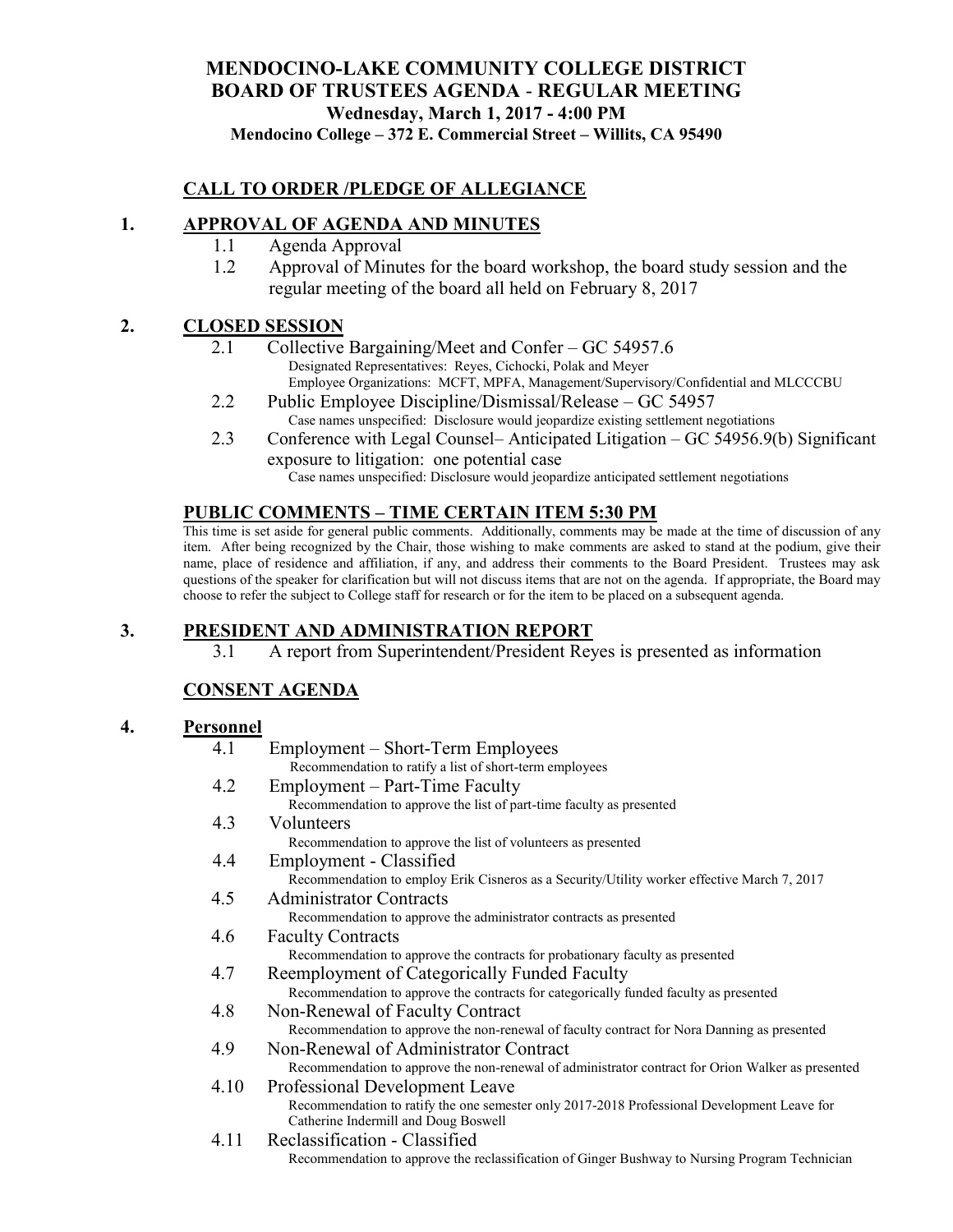# MENDOCINO-LAKE COMMUNITY COLLEGE DISTRICT
# BOARD OF TRUSTEES AGENDA - REGULAR MEETING
### Wednesday, March 1, 2017 - 4:00 PM
### Mendocino College – 372 E. Commercial Street – Willits, CA 95490

## CALL TO ORDER /PLEDGE OF ALLEGIANCE

## 1. APPROVAL OF AGENDA AND MINUTES

1.1 Agenda Approval

1.2 Approval of Minutes for the board workshop, the board study session and the regular meeting of the board all held on February 8, 2017

## 2. CLOSED SESSION

2.1 Collective Bargaining/Meet and Confer – GC 54957.6
Designated Representatives: Reyes, Cichocki, Polak and Meyer
Employee Organizations: MCFT, MPFA, Management/Supervisory/Confidential and MLCCCBU

2.2 Public Employee Discipline/Dismissal/Release – GC 54957
Case names unspecified: Disclosure would jeopardize existing settlement negotiations

2.3 Conference with Legal Counsel– Anticipated Litigation – GC 54956.9(b) Significant exposure to litigation: one potential case
Case names unspecified: Disclosure would jeopardize anticipated settlement negotiations

## PUBLIC COMMENTS – TIME CERTAIN ITEM 5:30 PM

This time is set aside for general public comments. Additionally, comments may be made at the time of discussion of any item. After being recognized by the Chair, those wishing to make comments are asked to stand at the podium, give their name, place of residence and affiliation, if any, and address their comments to the Board President. Trustees may ask questions of the speaker for clarification but will not discuss items that are not on the agenda. If appropriate, the Board may choose to refer the subject to College staff for research or for the item to be placed on a subsequent agenda.

## 3. PRESIDENT AND ADMINISTRATION REPORT

3.1 A report from Superintendent/President Reyes is presented as information

## CONSENT AGENDA

## 4. Personnel

4.1 Employment – Short-Term Employees
Recommendation to ratify a list of short-term employees

4.2 Employment – Part-Time Faculty
Recommendation to approve the list of part-time faculty as presented

4.3 Volunteers
Recommendation to approve the list of volunteers as presented

4.4 Employment - Classified
Recommendation to employ Erik Cisneros as a Security/Utility worker effective March 7, 2017

4.5 Administrator Contracts
Recommendation to approve the administrator contracts as presented

4.6 Faculty Contracts
Recommendation to approve the contracts for probationary faculty as presented

4.7 Reemployment of Categorically Funded Faculty
Recommendation to approve the contracts for categorically funded faculty as presented

4.8 Non-Renewal of Faculty Contract
Recommendation to approve the non-renewal of faculty contract for Nora Danning as presented

4.9 Non-Renewal of Administrator Contract
Recommendation to approve the non-renewal of administrator contract for Orion Walker as presented

4.10 Professional Development Leave
Recommendation to ratify the one semester only 2017-2018 Professional Development Leave for Catherine Indermill and Doug Boswell

4.11 Reclassification - Classified
Recommendation to approve the reclassification of Ginger Bushway to Nursing Program Technician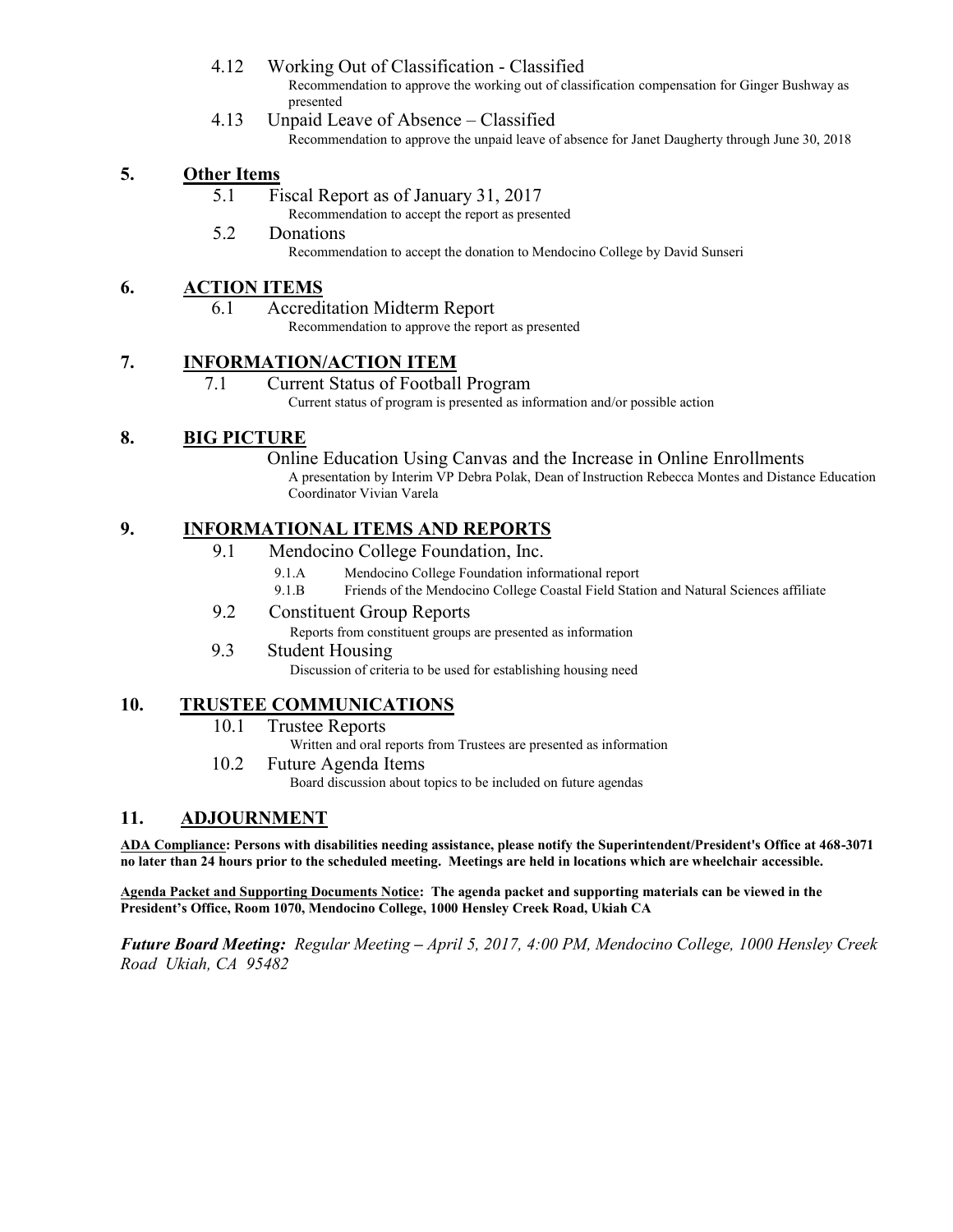4.12 Working Out of Classification - Classified

Recommendation to approve the working out of classification compensation for Ginger Bushway as presented

4.13 Unpaid Leave of Absence – Classified

Recommendation to approve the unpaid leave of absence for Janet Daugherty through June 30, 2018

## 5. Other Items

5.1 Fiscal Report as of January 31, 2017

Recommendation to accept the report as presented

5.2 Donations

Recommendation to accept the donation to Mendocino College by David Sunseri

## 6. ACTION ITEMS

6.1 Accreditation Midterm Report

Recommendation to approve the report as presented

## 7. INFORMATION/ACTION ITEM

7.1 Current Status of Football Program

Current status of program is presented as information and/or possible action

## 8. BIG PICTURE

Online Education Using Canvas and the Increase in Online Enrollments

A presentation by Interim VP Debra Polak, Dean of Instruction Rebecca Montes and Distance Education Coordinator Vivian Varela

## 9. INFORMATIONAL ITEMS AND REPORTS

9.1 Mendocino College Foundation, Inc.

9.1.A Mendocino College Foundation informational report

9.1.B Friends of the Mendocino College Coastal Field Station and Natural Sciences affiliate

9.2 Constituent Group Reports

Reports from constituent groups are presented as information

9.3 Student Housing

Discussion of criteria to be used for establishing housing need

## 10. TRUSTEE COMMUNICATIONS

10.1 Trustee Reports

Written and oral reports from Trustees are presented as information

10.2 Future Agenda Items

Board discussion about topics to be included on future agendas

## 11. ADJOURNMENT

**ADA Compliance: Persons with disabilities needing assistance, please notify the Superintendent/President's Office at 468-3071 no later than 24 hours prior to the scheduled meeting. Meetings are held in locations which are wheelchair accessible.**

**Agenda Packet and Supporting Documents Notice: The agenda packet and supporting materials can be viewed in the President's Office, Room 1070, Mendocino College, 1000 Hensley Creek Road, Ukiah CA**

***Future Board Meeting:*** *Regular Meeting – April 5, 2017, 4:00 PM, Mendocino College, 1000 Hensley Creek Road Ukiah, CA 95482*